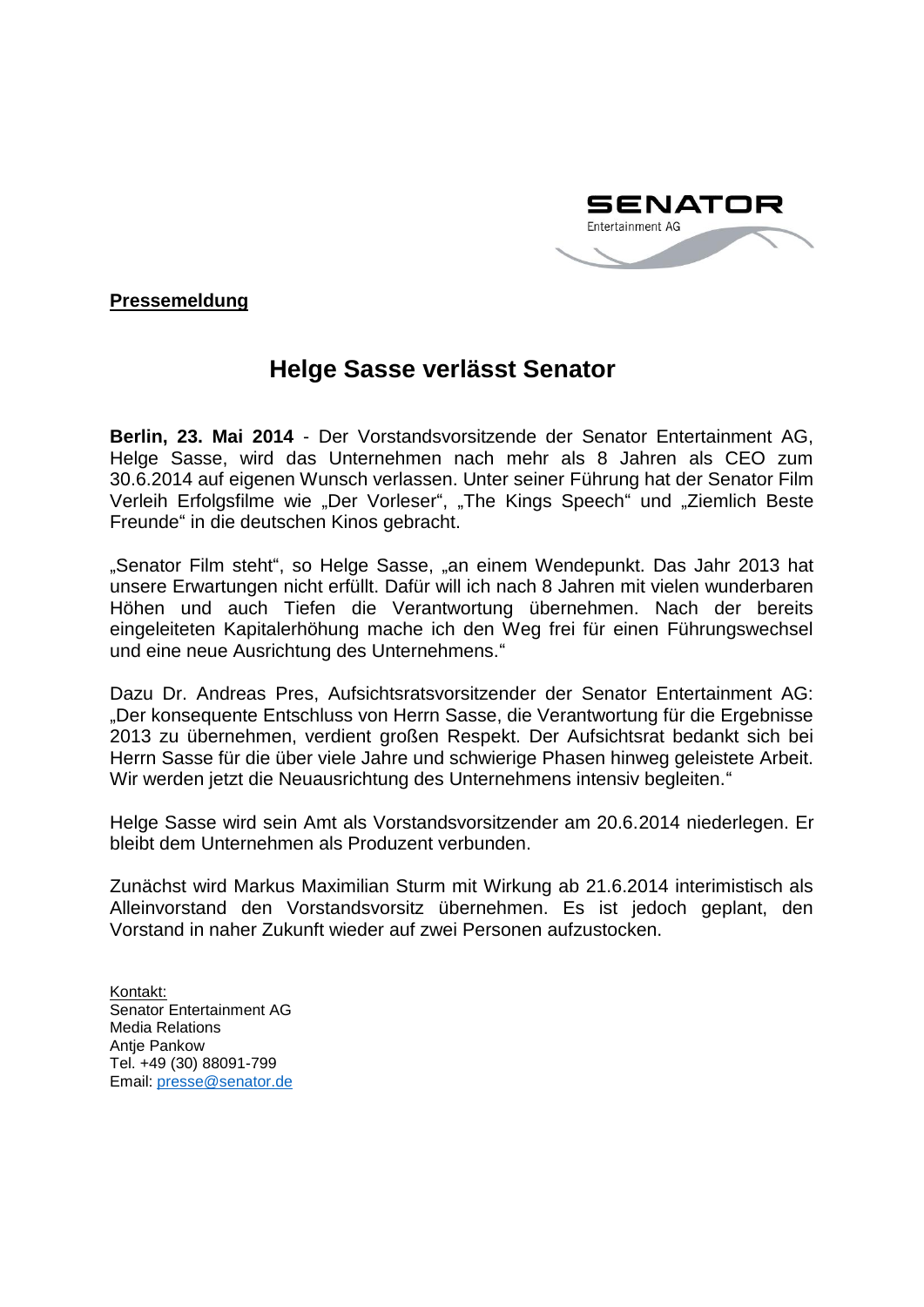SENATOR Entertainment AG

**Pressemeldung**

# Helge Sasse verlässt Senator

**Berlin, 23. Mai 2014** - Der Vorstandsvorsitzende der Senator Entertainment AG, Helge Sasse, wird das Unternehmen nach mehr als 8 Jahren als CEO zum 30.6.2014 auf eigenen Wunsch verlassen. Unter seiner Führung hat der Senator Film Verleih Erfolgsfilme wie „Der Vorleser", „The Kings Speech" und „Ziemlich Beste Freunde" in die deutschen Kinos gebracht.

„Senator Film steht", so Helge Sasse, „an einem Wendepunkt. Das Jahr 2013 hat unsere Erwartungen nicht erfüllt. Dafür will ich nach 8 Jahren mit vielen wunderbaren Höhen und auch Tiefen die Verantwortung übernehmen. Nach der bereits eingeleiteten Kapitalerhöhung mache ich den Weg frei für einen Führungswechsel und eine neue Ausrichtung des Unternehmens."

Dazu Dr. Andreas Pres, Aufsichtsratsvorsitzender der Senator Entertainment AG: „Der konsequente Entschluss von Herrn Sasse, die Verantwortung für die Ergebnisse 2013 zu übernehmen, verdient großen Respekt. Der Aufsichtsrat bedankt sich bei Herrn Sasse für die über viele Jahre und schwierige Phasen hinweg geleistete Arbeit. Wir werden jetzt die Neuausrichtung des Unternehmens intensiv begleiten."

Helge Sasse wird sein Amt als Vorstandsvorsitzender am 20.6.2014 niederlegen. Er bleibt dem Unternehmen als Produzent verbunden.

Zunächst wird Markus Maximilian Sturm mit Wirkung ab 21.6.2014 interimistisch als Alleinvorstand den Vorstandsvorsitz übernehmen. Es ist jedoch geplant, den Vorstand in naher Zukunft wieder auf zwei Personen aufzustocken.

Kontakt:
Senator Entertainment AG
Media Relations
Antje Pankow
Tel. +49 (30) 88091-799
Email: presse@senator.de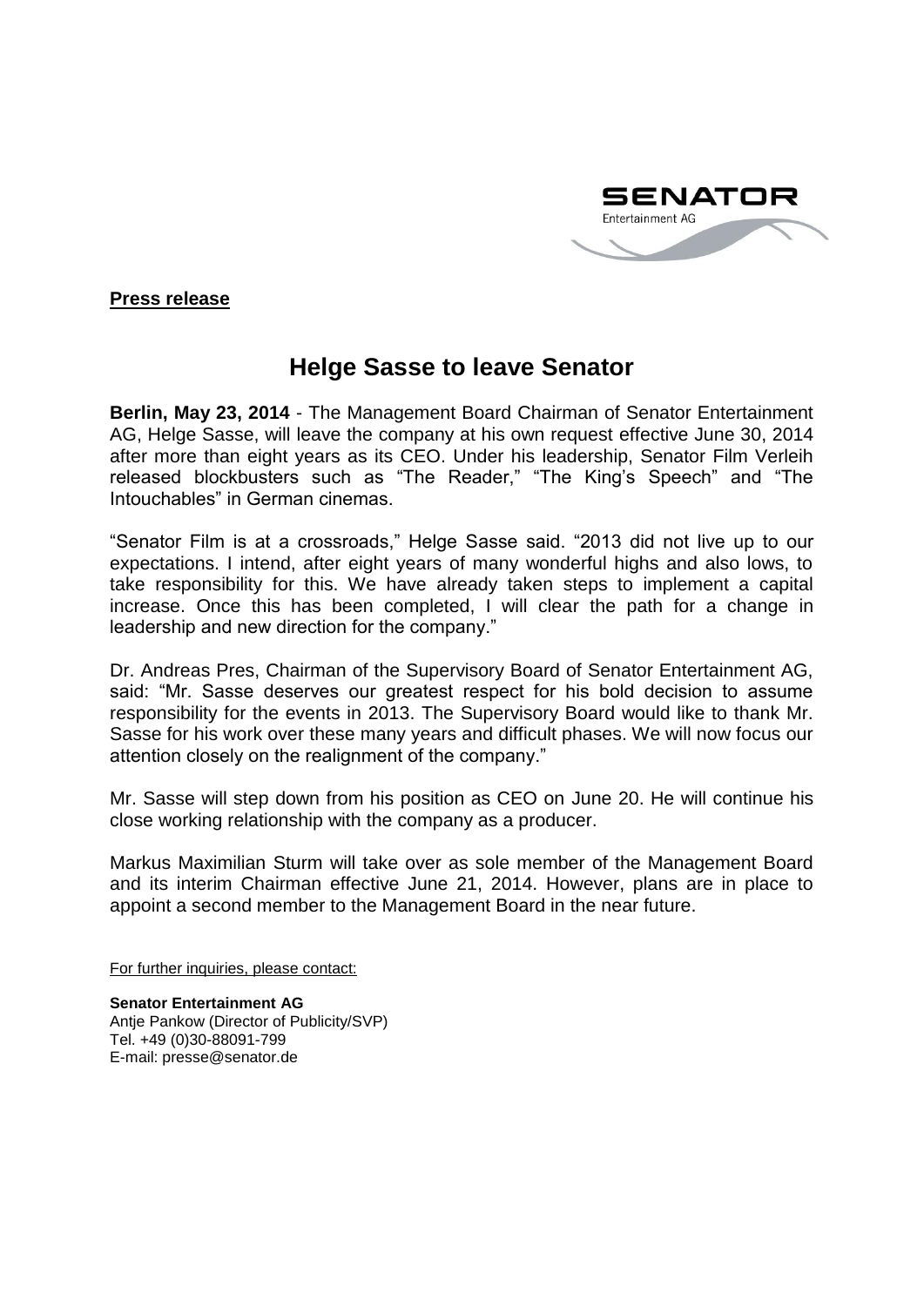**Press release**

# Helge Sasse to leave Senator

**Berlin, May 23, 2014** - The Management Board Chairman of Senator Entertainment AG, Helge Sasse, will leave the company at his own request effective June 30, 2014 after more than eight years as its CEO. Under his leadership, Senator Film Verleih released blockbusters such as "The Reader," "The King's Speech" and "The Intouchables" in German cinemas.

"Senator Film is at a crossroads," Helge Sasse said. "2013 did not live up to our expectations. I intend, after eight years of many wonderful highs and also lows, to take responsibility for this. We have already taken steps to implement a capital increase. Once this has been completed, I will clear the path for a change in leadership and new direction for the company."

Dr. Andreas Pres, Chairman of the Supervisory Board of Senator Entertainment AG, said: "Mr. Sasse deserves our greatest respect for his bold decision to assume responsibility for the events in 2013. The Supervisory Board would like to thank Mr. Sasse for his work over these many years and difficult phases. We will now focus our attention closely on the realignment of the company."

Mr. Sasse will step down from his position as CEO on June 20. He will continue his close working relationship with the company as a producer.

Markus Maximilian Sturm will take over as sole member of the Management Board and its interim Chairman effective June 21, 2014. However, plans are in place to appoint a second member to the Management Board in the near future.

For further inquiries, please contact:

**Senator Entertainment AG**
Antje Pankow (Director of Publicity/SVP)
Tel. +49 (0)30-88091-799
E-mail: presse@senator.de